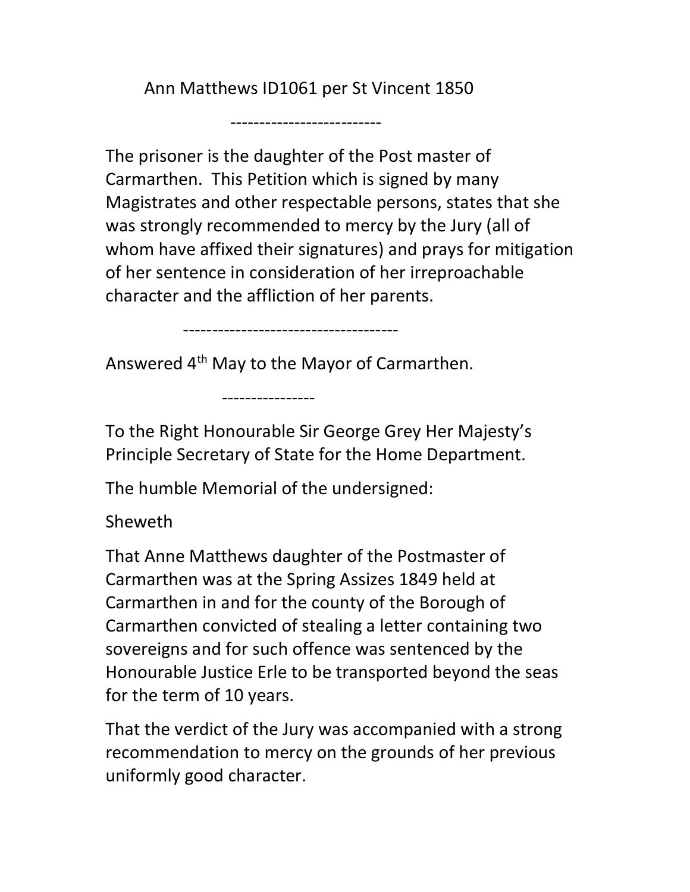Ann Matthews ID1061 per St Vincent 1850

--------------------------

The prisoner is the daughter of the Post master of Carmarthen. This Petition which is signed by many Magistrates and other respectable persons, states that she was strongly recommended to mercy by the Jury (all of whom have affixed their signatures) and prays for mitigation of her sentence in consideration of her irreproachable character and the affliction of her parents.

-------------------------------------

Answered 4th May to the Mayor of Carmarthen.

----------------

To the Right Honourable Sir George Grey Her Majesty's Principle Secretary of State for the Home Department.

The humble Memorial of the undersigned:

Sheweth

That Anne Matthews daughter of the Postmaster of Carmarthen was at the Spring Assizes 1849 held at Carmarthen in and for the county of the Borough of Carmarthen convicted of stealing a letter containing two sovereigns and for such offence was sentenced by the Honourable Justice Erle to be transported beyond the seas for the term of 10 years.

That the verdict of the Jury was accompanied with a strong recommendation to mercy on the grounds of her previous uniformly good character.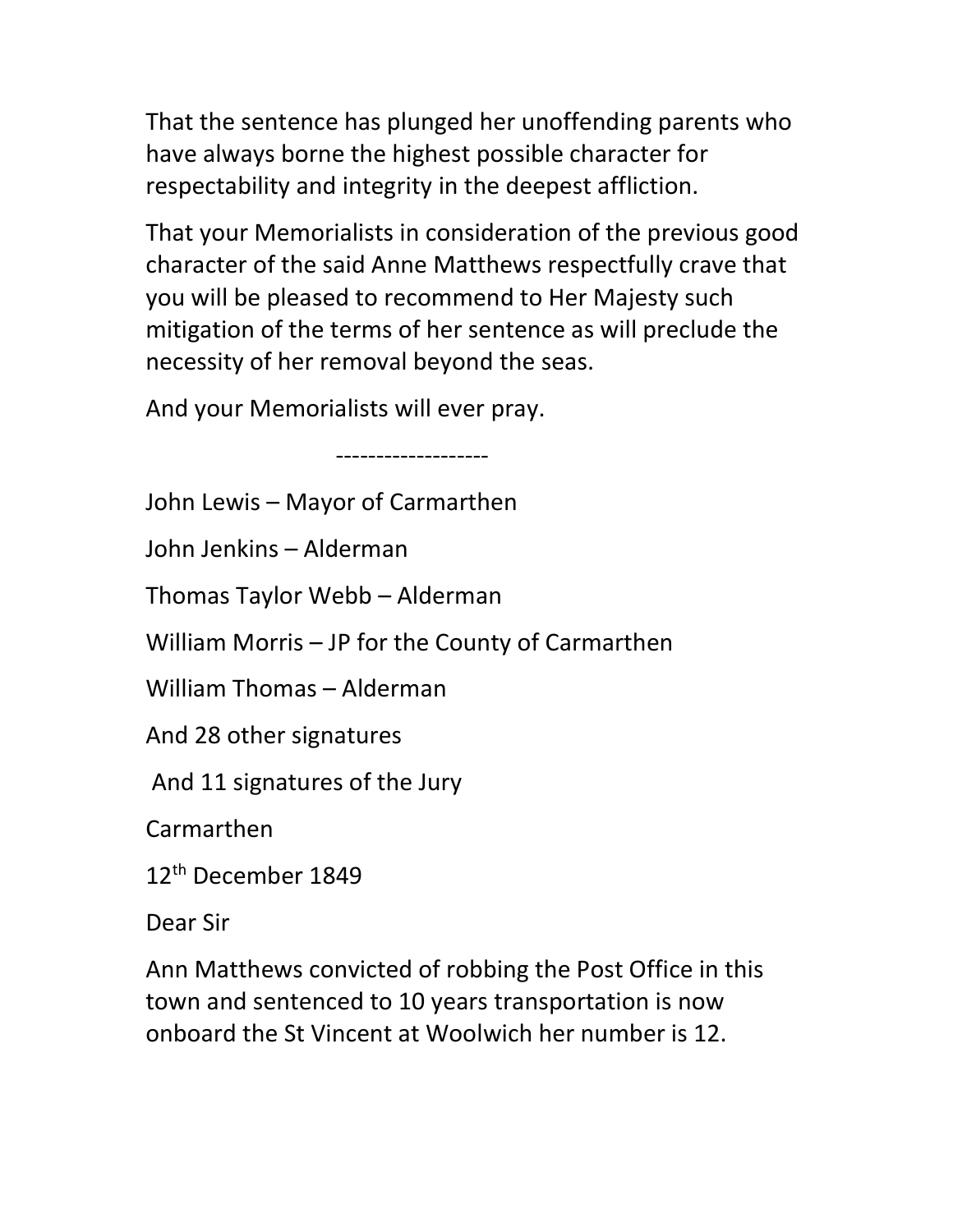That the sentence has plunged her unoffending parents who have always borne the highest possible character for respectability and integrity in the deepest affliction.

That your Memorialists in consideration of the previous good character of the said Anne Matthews respectfully crave that you will be pleased to recommend to Her Majesty such mitigation of the terms of her sentence as will preclude the necessity of her removal beyond the seas.

And your Memorialists will ever pray.

-------------------

John Lewis – Mayor of Carmarthen

John Jenkins – Alderman

Thomas Taylor Webb – Alderman

William Morris – JP for the County of Carmarthen

William Thomas – Alderman

And 28 other signatures

And 11 signatures of the Jury

Carmarthen

12th December 1849

Dear Sir

Ann Matthews convicted of robbing the Post Office in this town and sentenced to 10 years transportation is now onboard the St Vincent at Woolwich her number is 12.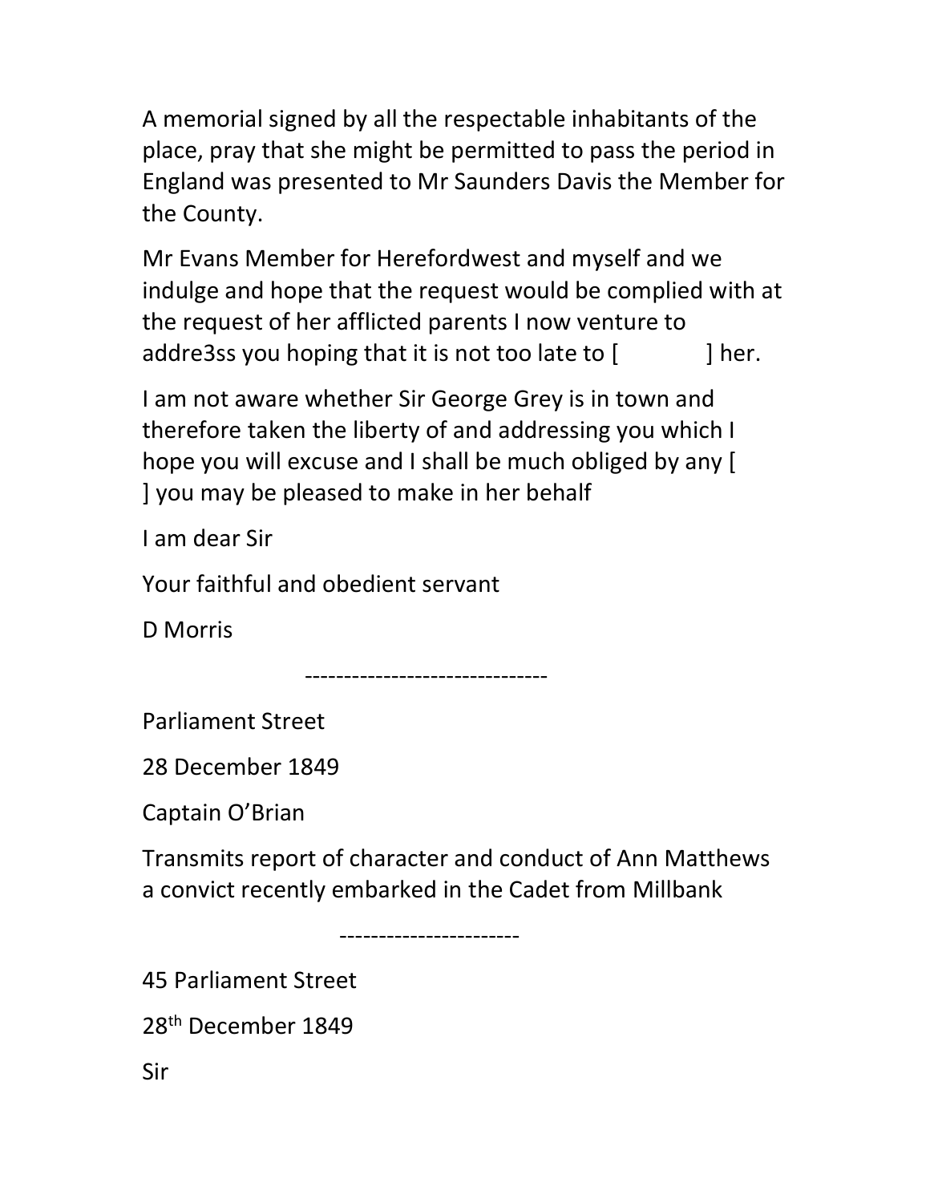A memorial signed by all the respectable inhabitants of the place, pray that she might be permitted to pass the period in England was presented to Mr Saunders Davis the Member for the County.

Mr Evans Member for Herefordwest and myself and we indulge and hope that the request would be complied with at the request of her afflicted parents I now venture to addre3ss you hoping that it is not too late to [ ] her.

I am not aware whether Sir George Grey is in town and therefore taken the liberty of and addressing you which I hope you will excuse and I shall be much obliged by any [ ] you may be pleased to make in her behalf

I am dear Sir

Your faithful and obedient servant

D Morris

-------------------------------

Parliament Street

28 December 1849

Captain O'Brian

Transmits report of character and conduct of Ann Matthews a convict recently embarked in the Cadet from Millbank

-----------------------

45 Parliament Street

28th December 1849

Sir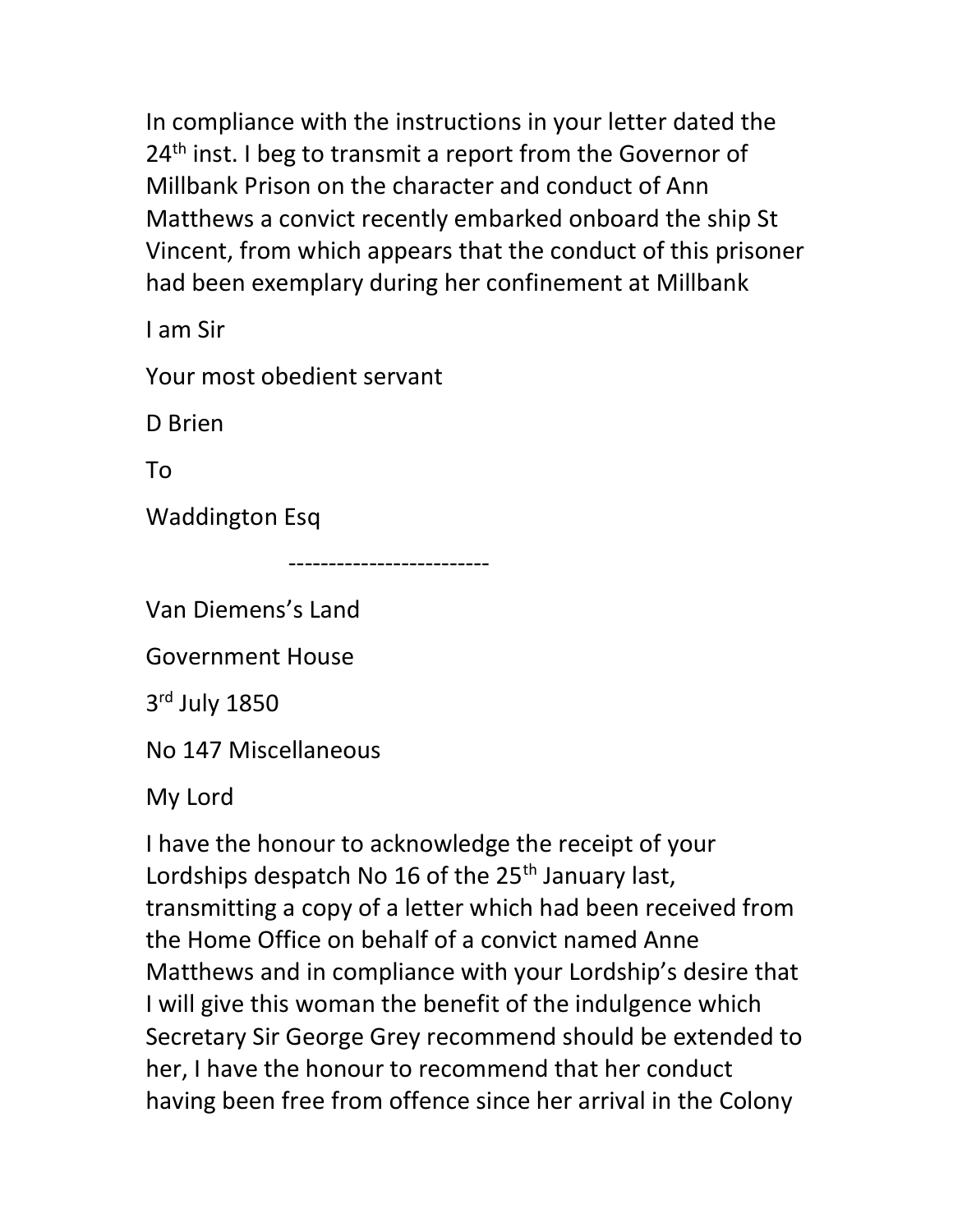In compliance with the instructions in your letter dated the 24th inst. I beg to transmit a report from the Governor of Millbank Prison on the character and conduct of Ann Matthews a convict recently embarked onboard the ship St Vincent, from which appears that the conduct of this prisoner had been exemplary during her confinement at Millbank

I am Sir

Your most obedient servant

D Brien

To

Waddington Esq

-------------------------

Van Diemens's Land

Government House

3rd July 1850

No 147 Miscellaneous

My Lord

I have the honour to acknowledge the receipt of your Lordships despatch No 16 of the 25th January last, transmitting a copy of a letter which had been received from the Home Office on behalf of a convict named Anne Matthews and in compliance with your Lordship's desire that I will give this woman the benefit of the indulgence which Secretary Sir George Grey recommend should be extended to her, I have the honour to recommend that her conduct having been free from offence since her arrival in the Colony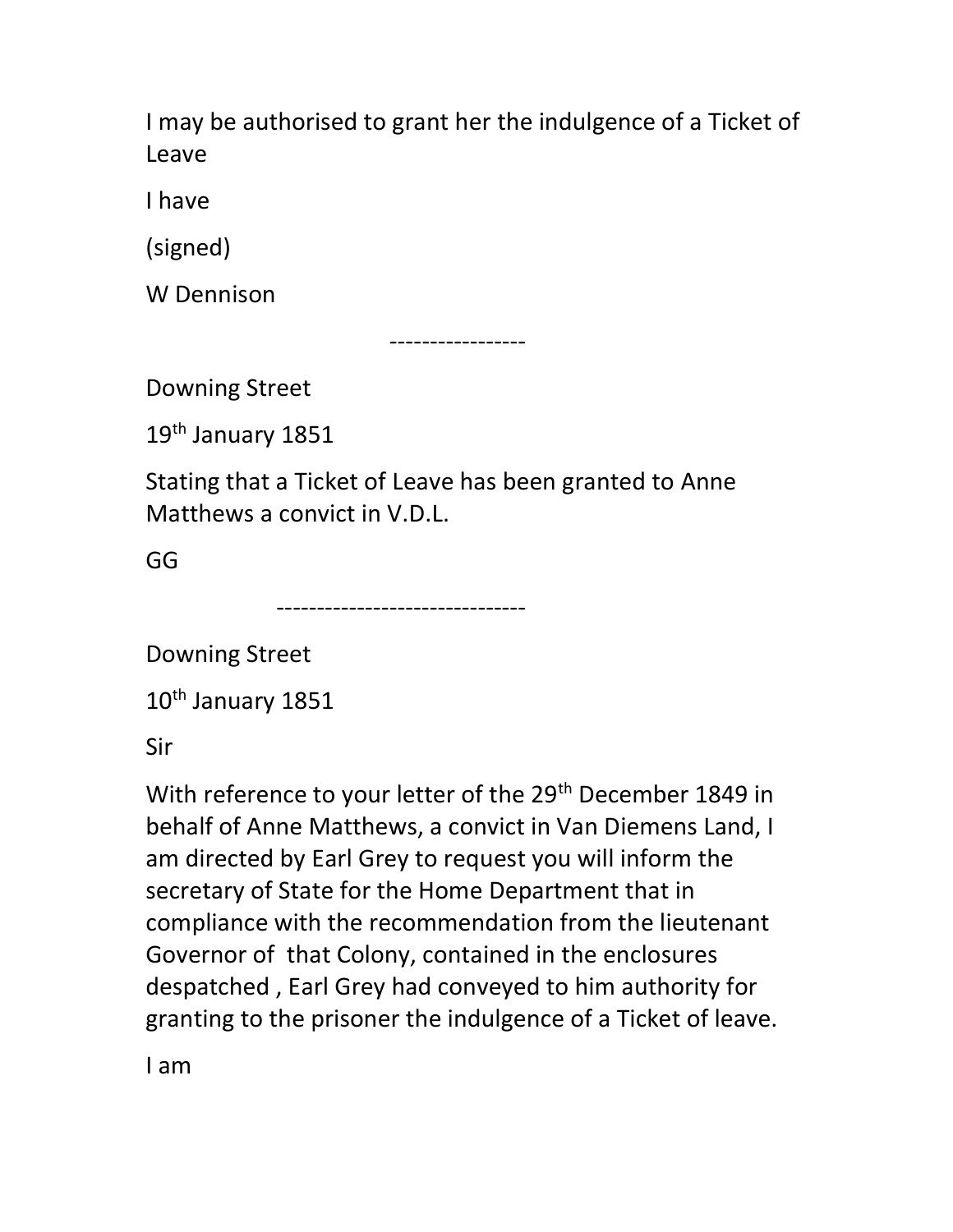I may be authorised to grant her the indulgence of a Ticket of Leave

I have

(signed)

W Dennison

-----------------

Downing Street

19th January 1851

Stating that a Ticket of Leave has been granted to Anne Matthews a convict in V.D.L.

GG

-------------------------------

Downing Street

10th January 1851

Sir

With reference to your letter of the 29th December 1849 in behalf of Anne Matthews, a convict in Van Diemens Land, I am directed by Earl Grey to request you will inform the secretary of State for the Home Department that in compliance with the recommendation from the lieutenant Governor of that Colony, contained in the enclosures despatched , Earl Grey had conveyed to him authority for granting to the prisoner the indulgence of a Ticket of leave.

I am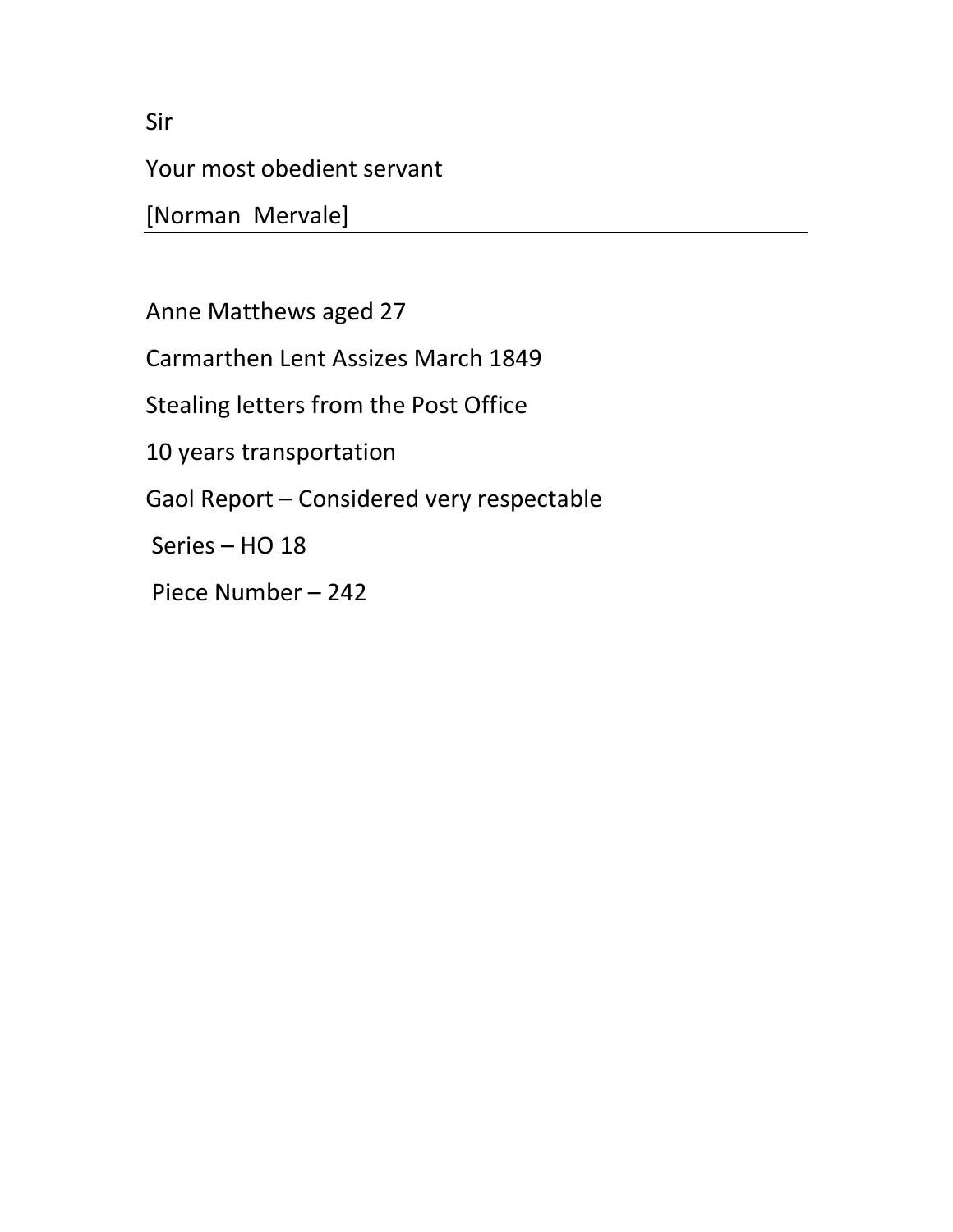Sir

Your most obedient servant

[Norman  Mervale]

---

Anne Matthews aged 27

Carmarthen Lent Assizes March 1849

Stealing letters from the Post Office

10 years transportation

Gaol Report – Considered very respectable

Series – HO 18

Piece Number – 242